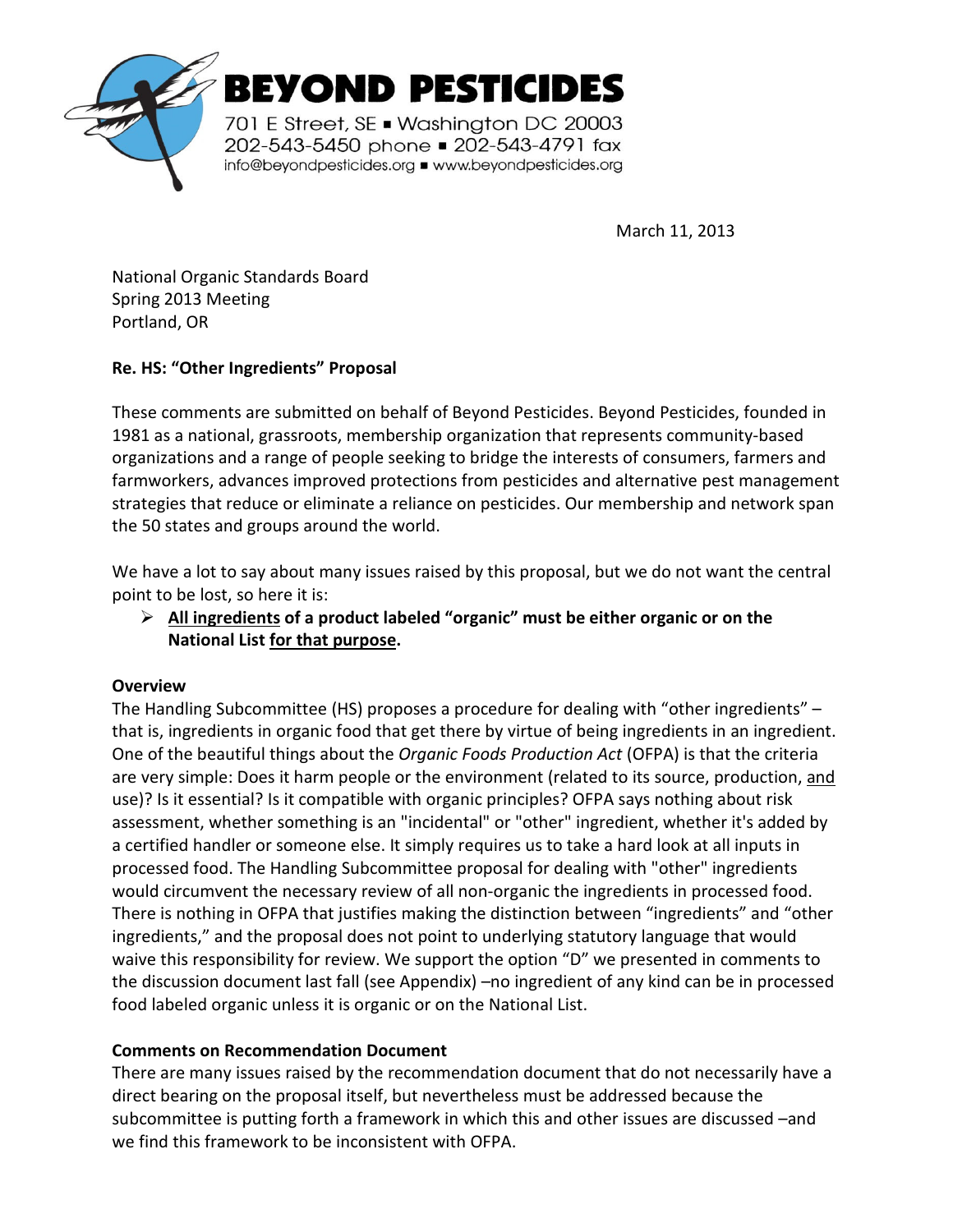# BEYOND PESTICIDES

701 E Street, SE ▪ Washington DC 20003
202-543-5450 phone ▪ 202-543-4791 fax
info@beyondpesticides.org ▪ www.beyondpesticides.org

March 11, 2013

National Organic Standards Board
Spring 2013 Meeting
Portland, OR

**Re. HS: "Other Ingredients" Proposal**

These comments are submitted on behalf of Beyond Pesticides. Beyond Pesticides, founded in 1981 as a national, grassroots, membership organization that represents community-based organizations and a range of people seeking to bridge the interests of consumers, farmers and farmworkers, advances improved protections from pesticides and alternative pest management strategies that reduce or eliminate a reliance on pesticides. Our membership and network span the 50 states and groups around the world.

We have a lot to say about many issues raised by this proposal, but we do not want the central point to be lost, so here it is:

- **<u>All ingredients</u> of a product labeled "organic" must be either organic or on the National List <u>for that purpose</u>.**

**Overview**

The Handling Subcommittee (HS) proposes a procedure for dealing with "other ingredients" – that is, ingredients in organic food that get there by virtue of being ingredients in an ingredient. One of the beautiful things about the *Organic Foods Production Act* (OFPA) is that the criteria are very simple: Does it harm people or the environment (related to its source, production, <u>and</u> use)? Is it essential? Is it compatible with organic principles? OFPA says nothing about risk assessment, whether something is an "incidental" or "other" ingredient, whether it's added by a certified handler or someone else. It simply requires us to take a hard look at all inputs in processed food. The Handling Subcommittee proposal for dealing with "other" ingredients would circumvent the necessary review of all non-organic the ingredients in processed food. There is nothing in OFPA that justifies making the distinction between "ingredients" and "other ingredients," and the proposal does not point to underlying statutory language that would waive this responsibility for review. We support the option "D" we presented in comments to the discussion document last fall (see Appendix) –no ingredient of any kind can be in processed food labeled organic unless it is organic or on the National List.

**Comments on Recommendation Document**

There are many issues raised by the recommendation document that do not necessarily have a direct bearing on the proposal itself, but nevertheless must be addressed because the subcommittee is putting forth a framework in which this and other issues are discussed –and we find this framework to be inconsistent with OFPA.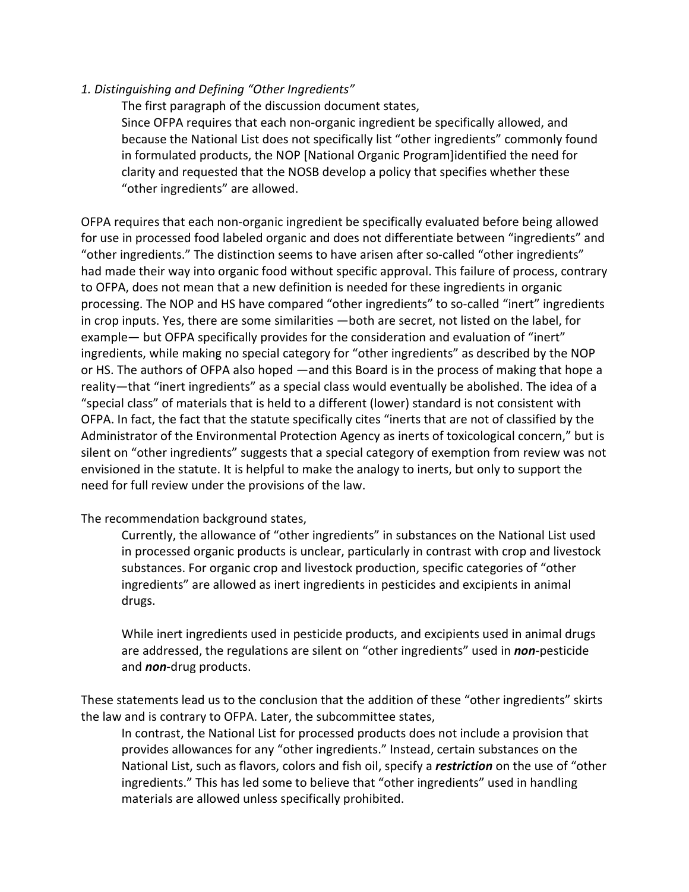*1. Distinguishing and Defining "Other Ingredients"*

The first paragraph of the discussion document states,

> Since OFPA requires that each non-organic ingredient be specifically allowed, and because the National List does not specifically list "other ingredients" commonly found in formulated products, the NOP [National Organic Program]identified the need for clarity and requested that the NOSB develop a policy that specifies whether these "other ingredients" are allowed.

OFPA requires that each non-organic ingredient be specifically evaluated before being allowed for use in processed food labeled organic and does not differentiate between "ingredients" and "other ingredients." The distinction seems to have arisen after so-called "other ingredients" had made their way into organic food without specific approval. This failure of process, contrary to OFPA, does not mean that a new definition is needed for these ingredients in organic processing. The NOP and HS have compared "other ingredients" to so-called "inert" ingredients in crop inputs. Yes, there are some similarities —both are secret, not listed on the label, for example— but OFPA specifically provides for the consideration and evaluation of "inert" ingredients, while making no special category for "other ingredients" as described by the NOP or HS. The authors of OFPA also hoped —and this Board is in the process of making that hope a reality—that "inert ingredients" as a special class would eventually be abolished. The idea of a "special class" of materials that is held to a different (lower) standard is not consistent with OFPA. In fact, the fact that the statute specifically cites "inerts that are not of classified by the Administrator of the Environmental Protection Agency as inerts of toxicological concern," but is silent on "other ingredients" suggests that a special category of exemption from review was not envisioned in the statute. It is helpful to make the analogy to inerts, but only to support the need for full review under the provisions of the law.

The recommendation background states,

> Currently, the allowance of "other ingredients" in substances on the National List used in processed organic products is unclear, particularly in contrast with crop and livestock substances. For organic crop and livestock production, specific categories of "other ingredients" are allowed as inert ingredients in pesticides and excipients in animal drugs.
>
> While inert ingredients used in pesticide products, and excipients used in animal drugs are addressed, the regulations are silent on "other ingredients" used in ***non***-pesticide and ***non***-drug products.

These statements lead us to the conclusion that the addition of these "other ingredients" skirts the law and is contrary to OFPA. Later, the subcommittee states,

> In contrast, the National List for processed products does not include a provision that provides allowances for any "other ingredients." Instead, certain substances on the National List, such as flavors, colors and fish oil, specify a ***restriction*** on the use of "other ingredients." This has led some to believe that "other ingredients" used in handling materials are allowed unless specifically prohibited.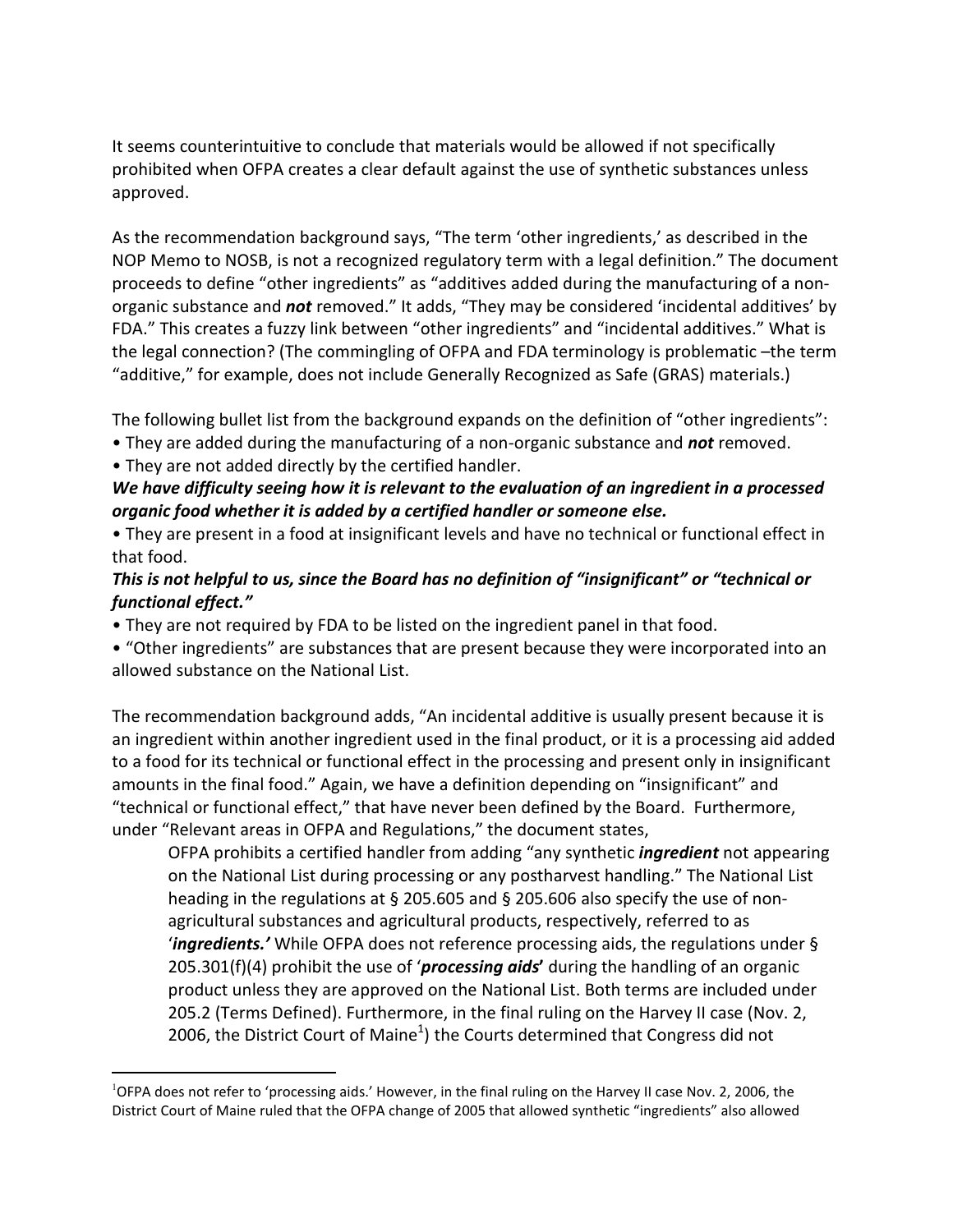It seems counterintuitive to conclude that materials would be allowed if not specifically prohibited when OFPA creates a clear default against the use of synthetic substances unless approved.

As the recommendation background says, "The term 'other ingredients,' as described in the NOP Memo to NOSB, is not a recognized regulatory term with a legal definition." The document proceeds to define "other ingredients" as "additives added during the manufacturing of a non-organic substance and ***not*** removed." It adds, "They may be considered 'incidental additives' by FDA." This creates a fuzzy link between "other ingredients" and "incidental additives." What is the legal connection? (The commingling of OFPA and FDA terminology is problematic –the term "additive," for example, does not include Generally Recognized as Safe (GRAS) materials.)

The following bullet list from the background expands on the definition of "other ingredients":

- They are added during the manufacturing of a non-organic substance and ***not*** removed.
- They are not added directly by the certified handler.

***We have difficulty seeing how it is relevant to the evaluation of an ingredient in a processed organic food whether it is added by a certified handler or someone else.***

- They are present in a food at insignificant levels and have no technical or functional effect in that food.

***This is not helpful to us, since the Board has no definition of "insignificant" or "technical or functional effect."***

- They are not required by FDA to be listed on the ingredient panel in that food.
- "Other ingredients" are substances that are present because they were incorporated into an allowed substance on the National List.

The recommendation background adds, "An incidental additive is usually present because it is an ingredient within another ingredient used in the final product, or it is a processing aid added to a food for its technical or functional effect in the processing and present only in insignificant amounts in the final food." Again, we have a definition depending on "insignificant" and "technical or functional effect," that have never been defined by the Board. Furthermore, under "Relevant areas in OFPA and Regulations," the document states,

> OFPA prohibits a certified handler from adding "any synthetic ***ingredient*** not appearing on the National List during processing or any postharvest handling." The National List heading in the regulations at § 205.605 and § 205.606 also specify the use of non-agricultural substances and agricultural products, respectively, referred to as '***ingredients.'*** While OFPA does not reference processing aids, the regulations under § 205.301(f)(4) prohibit the use of '***processing aids***' during the handling of an organic product unless they are approved on the National List. Both terms are included under 205.2 (Terms Defined). Furthermore, in the final ruling on the Harvey II case (Nov. 2, 2006, the District Court of Maine[1]) the Courts determined that Congress did not

---

[1]OFPA does not refer to 'processing aids.' However, in the final ruling on the Harvey II case Nov. 2, 2006, the District Court of Maine ruled that the OFPA change of 2005 that allowed synthetic "ingredients" also allowed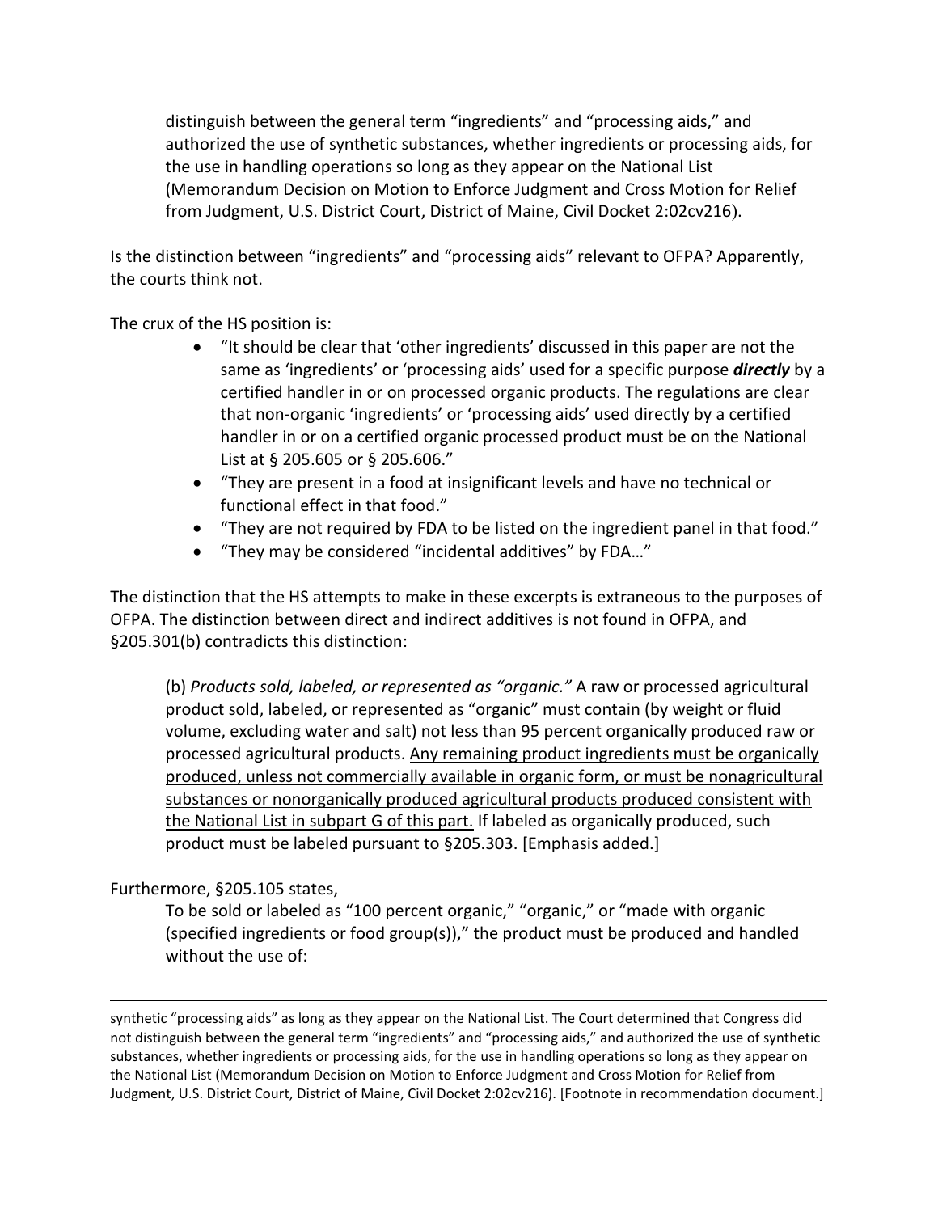> distinguish between the general term "ingredients" and "processing aids," and authorized the use of synthetic substances, whether ingredients or processing aids, for the use in handling operations so long as they appear on the National List (Memorandum Decision on Motion to Enforce Judgment and Cross Motion for Relief from Judgment, U.S. District Court, District of Maine, Civil Docket 2:02cv216).

Is the distinction between "ingredients" and "processing aids" relevant to OFPA? Apparently, the courts think not.

The crux of the HS position is:

- "It should be clear that 'other ingredients' discussed in this paper are not the same as 'ingredients' or 'processing aids' used for a specific purpose ***directly*** by a certified handler in or on processed organic products. The regulations are clear that non-organic 'ingredients' or 'processing aids' used directly by a certified handler in or on a certified organic processed product must be on the National List at § 205.605 or § 205.606."
- "They are present in a food at insignificant levels and have no technical or functional effect in that food."
- "They are not required by FDA to be listed on the ingredient panel in that food."
- "They may be considered "incidental additives" by FDA…"

The distinction that the HS attempts to make in these excerpts is extraneous to the purposes of OFPA. The distinction between direct and indirect additives is not found in OFPA, and §205.301(b) contradicts this distinction:

> (b) *Products sold, labeled, or represented as "organic."* A raw or processed agricultural product sold, labeled, or represented as "organic" must contain (by weight or fluid volume, excluding water and salt) not less than 95 percent organically produced raw or processed agricultural products. <u>Any remaining product ingredients must be organically produced, unless not commercially available in organic form, or must be nonagricultural substances or nonorganically produced agricultural products produced consistent with the National List in subpart G of this part.</u> If labeled as organically produced, such product must be labeled pursuant to §205.303. [Emphasis added.]

Furthermore, §205.105 states,

> To be sold or labeled as "100 percent organic," "organic," or "made with organic (specified ingredients or food group(s))," the product must be produced and handled without the use of:

---

synthetic "processing aids" as long as they appear on the National List. The Court determined that Congress did not distinguish between the general term "ingredients" and "processing aids," and authorized the use of synthetic substances, whether ingredients or processing aids, for the use in handling operations so long as they appear on the National List (Memorandum Decision on Motion to Enforce Judgment and Cross Motion for Relief from Judgment, U.S. District Court, District of Maine, Civil Docket 2:02cv216). [Footnote in recommendation document.]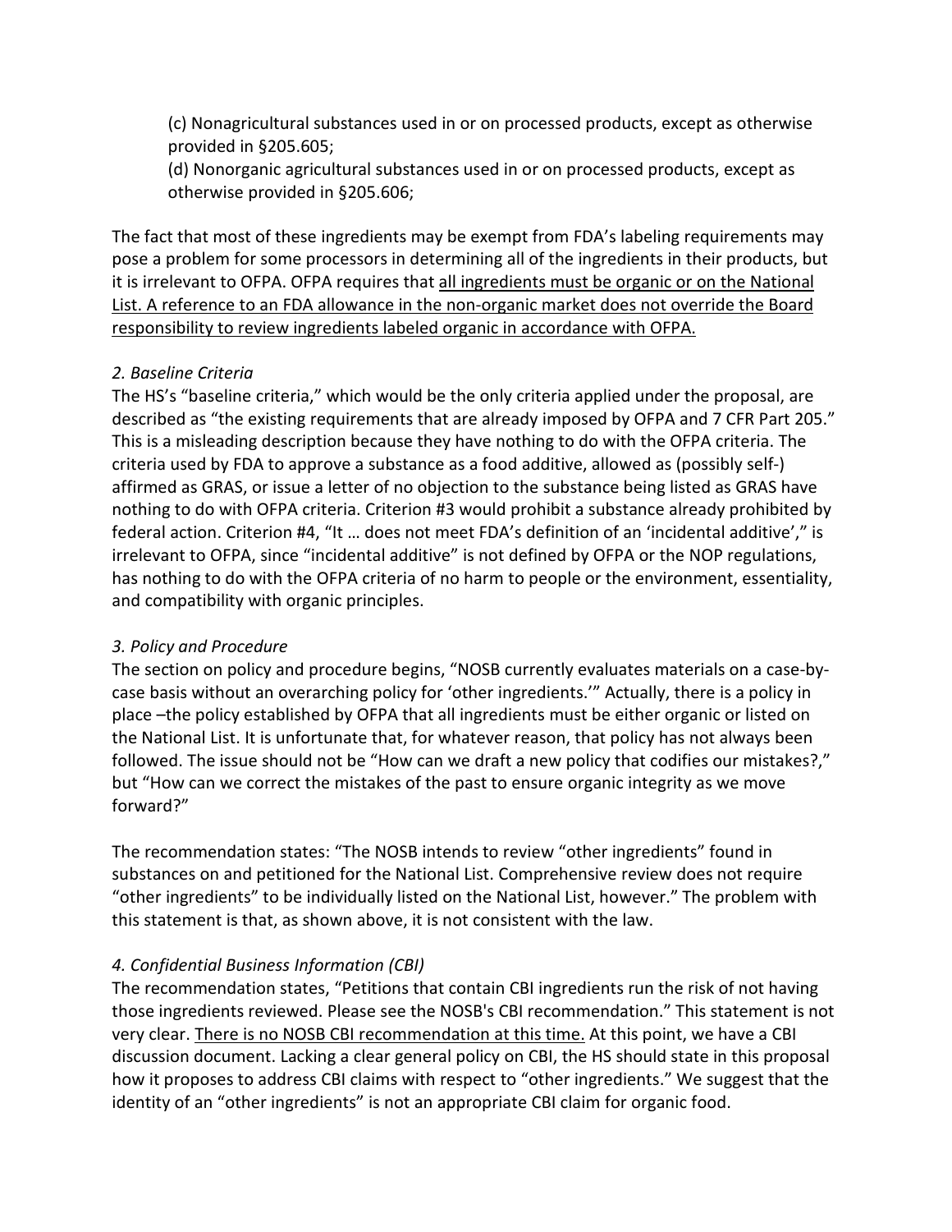(c) Nonagricultural substances used in or on processed products, except as otherwise provided in §205.605;
(d) Nonorganic agricultural substances used in or on processed products, except as otherwise provided in §205.606;

The fact that most of these ingredients may be exempt from FDA's labeling requirements may pose a problem for some processors in determining all of the ingredients in their products, but it is irrelevant to OFPA. OFPA requires that <u>all ingredients must be organic or on the National List. A reference to an FDA allowance in the non-organic market does not override the Board responsibility to review ingredients labeled organic in accordance with OFPA.</u>

*2. Baseline Criteria*

The HS's "baseline criteria," which would be the only criteria applied under the proposal, are described as "the existing requirements that are already imposed by OFPA and 7 CFR Part 205." This is a misleading description because they have nothing to do with the OFPA criteria. The criteria used by FDA to approve a substance as a food additive, allowed as (possibly self-) affirmed as GRAS, or issue a letter of no objection to the substance being listed as GRAS have nothing to do with OFPA criteria. Criterion #3 would prohibit a substance already prohibited by federal action. Criterion #4, "It … does not meet FDA's definition of an 'incidental additive'," is irrelevant to OFPA, since "incidental additive" is not defined by OFPA or the NOP regulations, has nothing to do with the OFPA criteria of no harm to people or the environment, essentiality, and compatibility with organic principles.

*3. Policy and Procedure*

The section on policy and procedure begins, "NOSB currently evaluates materials on a case-by-case basis without an overarching policy for 'other ingredients.'" Actually, there is a policy in place –the policy established by OFPA that all ingredients must be either organic or listed on the National List. It is unfortunate that, for whatever reason, that policy has not always been followed. The issue should not be "How can we draft a new policy that codifies our mistakes?," but "How can we correct the mistakes of the past to ensure organic integrity as we move forward?"

The recommendation states: "The NOSB intends to review "other ingredients" found in substances on and petitioned for the National List. Comprehensive review does not require "other ingredients" to be individually listed on the National List, however." The problem with this statement is that, as shown above, it is not consistent with the law.

*4. Confidential Business Information (CBI)*

The recommendation states, "Petitions that contain CBI ingredients run the risk of not having those ingredients reviewed. Please see the NOSB's CBI recommendation." This statement is not very clear. <u>There is no NOSB CBI recommendation at this time.</u> At this point, we have a CBI discussion document. Lacking a clear general policy on CBI, the HS should state in this proposal how it proposes to address CBI claims with respect to "other ingredients." We suggest that the identity of an "other ingredients" is not an appropriate CBI claim for organic food.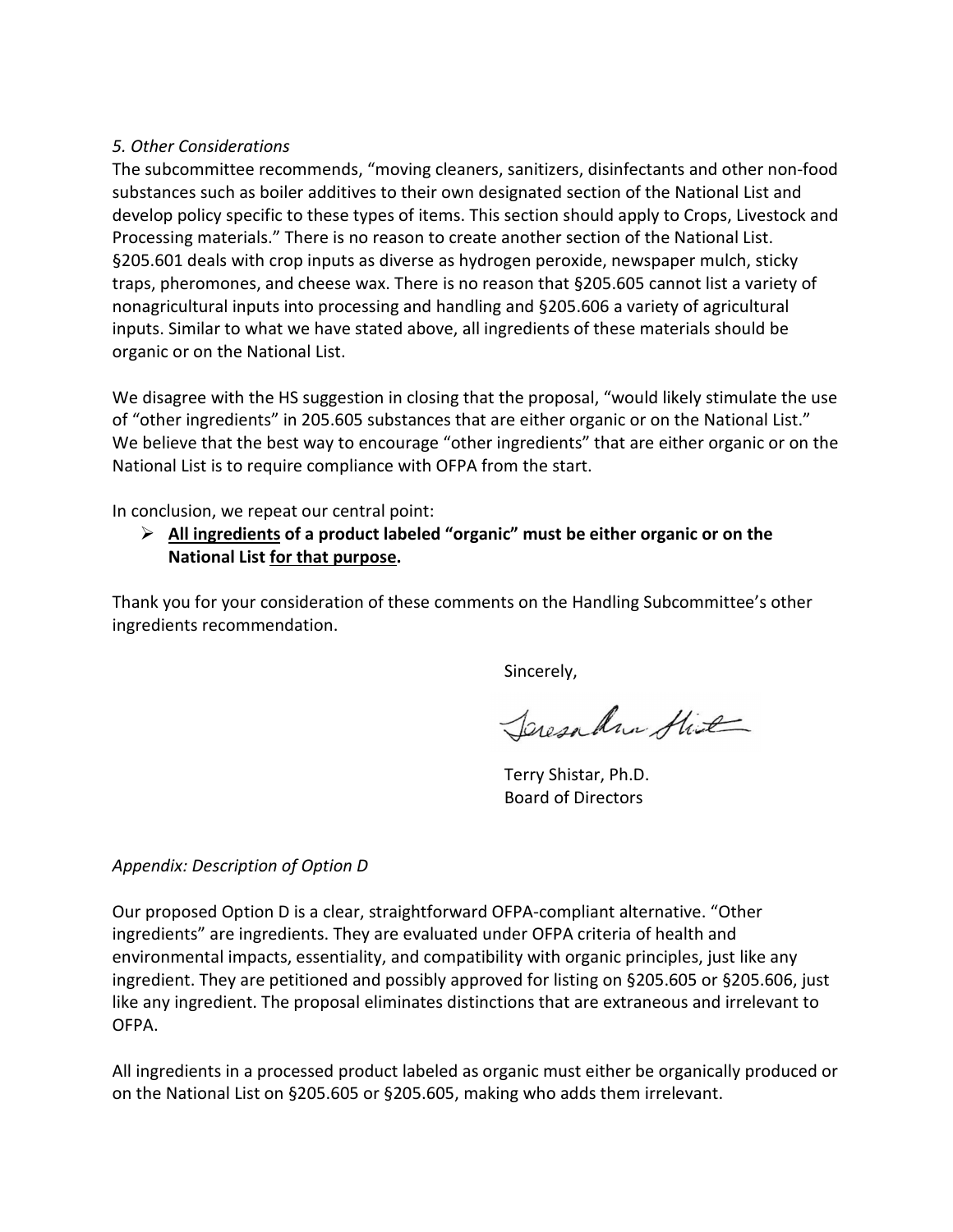*5. Other Considerations*

The subcommittee recommends, "moving cleaners, sanitizers, disinfectants and other non-food substances such as boiler additives to their own designated section of the National List and develop policy specific to these types of items. This section should apply to Crops, Livestock and Processing materials." There is no reason to create another section of the National List. §205.601 deals with crop inputs as diverse as hydrogen peroxide, newspaper mulch, sticky traps, pheromones, and cheese wax. There is no reason that §205.605 cannot list a variety of nonagricultural inputs into processing and handling and §205.606 a variety of agricultural inputs. Similar to what we have stated above, all ingredients of these materials should be organic or on the National List.

We disagree with the HS suggestion in closing that the proposal, "would likely stimulate the use of "other ingredients" in 205.605 substances that are either organic or on the National List." We believe that the best way to encourage "other ingredients" that are either organic or on the National List is to require compliance with OFPA from the start.

In conclusion, we repeat our central point:

- **<u>All ingredients</u> of a product labeled "organic" must be either organic or on the National List <u>for that purpose</u>.**

Thank you for your consideration of these comments on the Handling Subcommittee's other ingredients recommendation.

Sincerely,

Terry Shistar, Ph.D.
Board of Directors

*Appendix: Description of Option D*

Our proposed Option D is a clear, straightforward OFPA-compliant alternative. "Other ingredients" are ingredients. They are evaluated under OFPA criteria of health and environmental impacts, essentiality, and compatibility with organic principles, just like any ingredient. They are petitioned and possibly approved for listing on §205.605 or §205.606, just like any ingredient. The proposal eliminates distinctions that are extraneous and irrelevant to OFPA.

All ingredients in a processed product labeled as organic must either be organically produced or on the National List on §205.605 or §205.605, making who adds them irrelevant.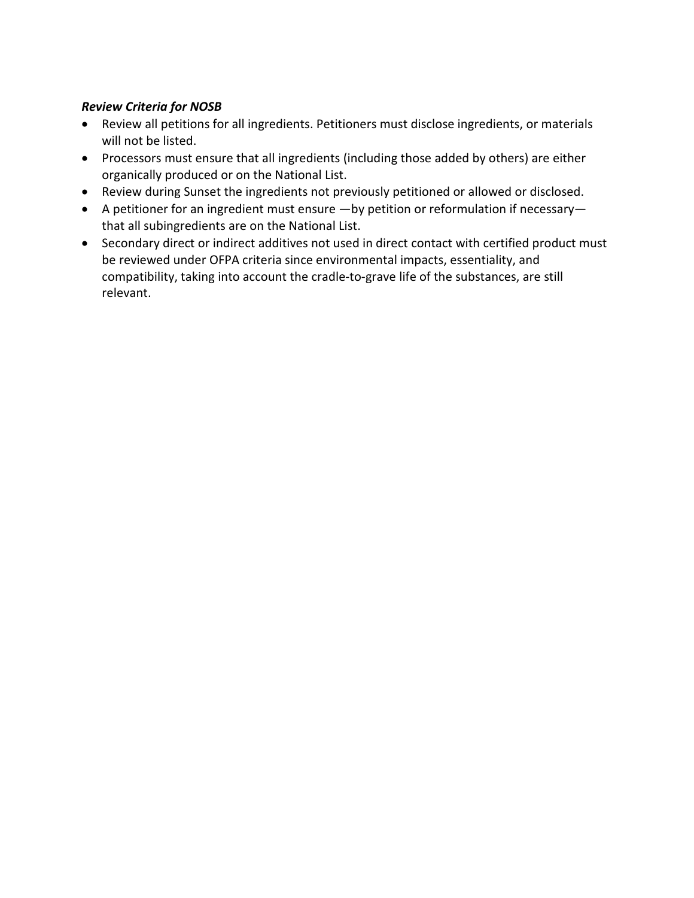***Review Criteria for NOSB***

- Review all petitions for all ingredients. Petitioners must disclose ingredients, or materials will not be listed.
- Processors must ensure that all ingredients (including those added by others) are either organically produced or on the National List.
- Review during Sunset the ingredients not previously petitioned or allowed or disclosed.
- A petitioner for an ingredient must ensure —by petition or reformulation if necessary— that all subingredients are on the National List.
- Secondary direct or indirect additives not used in direct contact with certified product must be reviewed under OFPA criteria since environmental impacts, essentiality, and compatibility, taking into account the cradle-to-grave life of the substances, are still relevant.